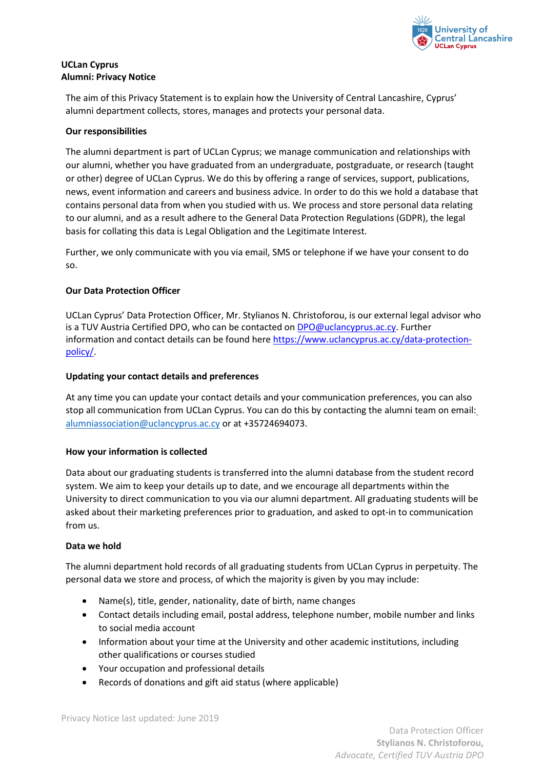**UCLan Cyprus**
**Alumni: Privacy Notice**

The aim of this Privacy Statement is to explain how the University of Central Lancashire, Cyprus' alumni department collects, stores, manages and protects your personal data.

### Our responsibilities

The alumni department is part of UCLan Cyprus; we manage communication and relationships with our alumni, whether you have graduated from an undergraduate, postgraduate, or research (taught or other) degree of UCLan Cyprus. We do this by offering a range of services, support, publications, news, event information and careers and business advice. In order to do this we hold a database that contains personal data from when you studied with us. We process and store personal data relating to our alumni, and as a result adhere to the General Data Protection Regulations (GDPR), the legal basis for collating this data is Legal Obligation and the Legitimate Interest.

Further, we only communicate with you via email, SMS or telephone if we have your consent to do so.

### Our Data Protection Officer

UCLan Cyprus' Data Protection Officer, Mr. Stylianos N. Christoforou, is our external legal advisor who is a TUV Austria Certified DPO, who can be contacted on [DPO@uclancyprus.ac.cy](mailto:DPO@uclancyprus.ac.cy). Further information and contact details can be found here [https://www.uclancyprus.ac.cy/data-protection-policy/](https://www.uclancyprus.ac.cy/data-protection-policy/).

### Updating your contact details and preferences

At any time you can update your contact details and your communication preferences, you can also stop all communication from UCLan Cyprus. You can do this by contacting the alumni team on email: [alumniassociation@uclancyprus.ac.cy](mailto:alumniassociation@uclancyprus.ac.cy) or at +35724694073.

### How your information is collected

Data about our graduating students is transferred into the alumni database from the student record system. We aim to keep your details up to date, and we encourage all departments within the University to direct communication to you via our alumni department. All graduating students will be asked about their marketing preferences prior to graduation, and asked to opt-in to communication from us.

### Data we hold

The alumni department hold records of all graduating students from UCLan Cyprus in perpetuity. The personal data we store and process, of which the majority is given by you may include:

- Name(s), title, gender, nationality, date of birth, name changes
- Contact details including email, postal address, telephone number, mobile number and links to social media account
- Information about your time at the University and other academic institutions, including other qualifications or courses studied
- Your occupation and professional details
- Records of donations and gift aid status (where applicable)

Privacy Notice last updated: June 2019

Data Protection Officer
**Stylianos N. Christoforou,**
*Advocate, Certified TUV Austria DPO*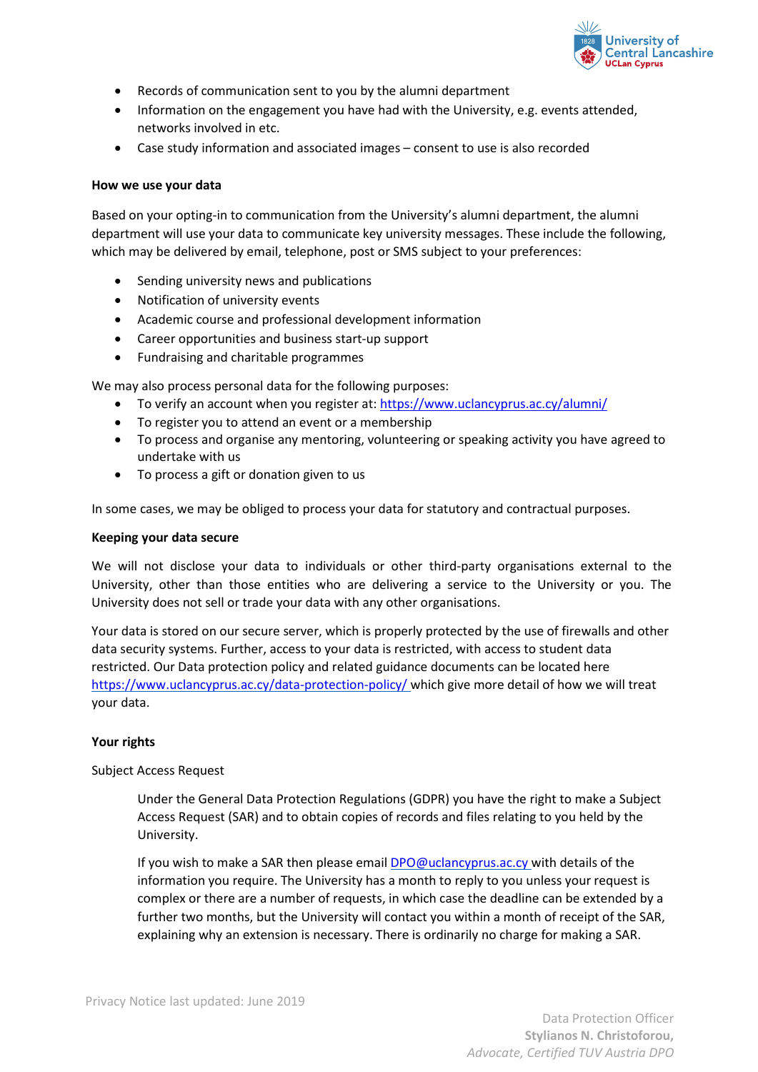- Records of communication sent to you by the alumni department
- Information on the engagement you have had with the University, e.g. events attended, networks involved in etc.
- Case study information and associated images – consent to use is also recorded

**How we use your data**

Based on your opting-in to communication from the University's alumni department, the alumni department will use your data to communicate key university messages. These include the following, which may be delivered by email, telephone, post or SMS subject to your preferences:

- Sending university news and publications
- Notification of university events
- Academic course and professional development information
- Career opportunities and business start-up support
- Fundraising and charitable programmes

We may also process personal data for the following purposes:

- To verify an account when you register at: https://www.uclancyprus.ac.cy/alumni/
- To register you to attend an event or a membership
- To process and organise any mentoring, volunteering or speaking activity you have agreed to undertake with us
- To process a gift or donation given to us

In some cases, we may be obliged to process your data for statutory and contractual purposes.

**Keeping your data secure**

We will not disclose your data to individuals or other third-party organisations external to the University, other than those entities who are delivering a service to the University or you. The University does not sell or trade your data with any other organisations.

Your data is stored on our secure server, which is properly protected by the use of firewalls and other data security systems. Further, access to your data is restricted, with access to student data restricted. Our Data protection policy and related guidance documents can be located here https://www.uclancyprus.ac.cy/data-protection-policy/ which give more detail of how we will treat your data.

**Your rights**

Subject Access Request

> Under the General Data Protection Regulations (GDPR) you have the right to make a Subject Access Request (SAR) and to obtain copies of records and files relating to you held by the University.
>
> If you wish to make a SAR then please email DPO@uclancyprus.ac.cy with details of the information you require. The University has a month to reply to you unless your request is complex or there are a number of requests, in which case the deadline can be extended by a further two months, but the University will contact you within a month of receipt of the SAR, explaining why an extension is necessary. There is ordinarily no charge for making a SAR.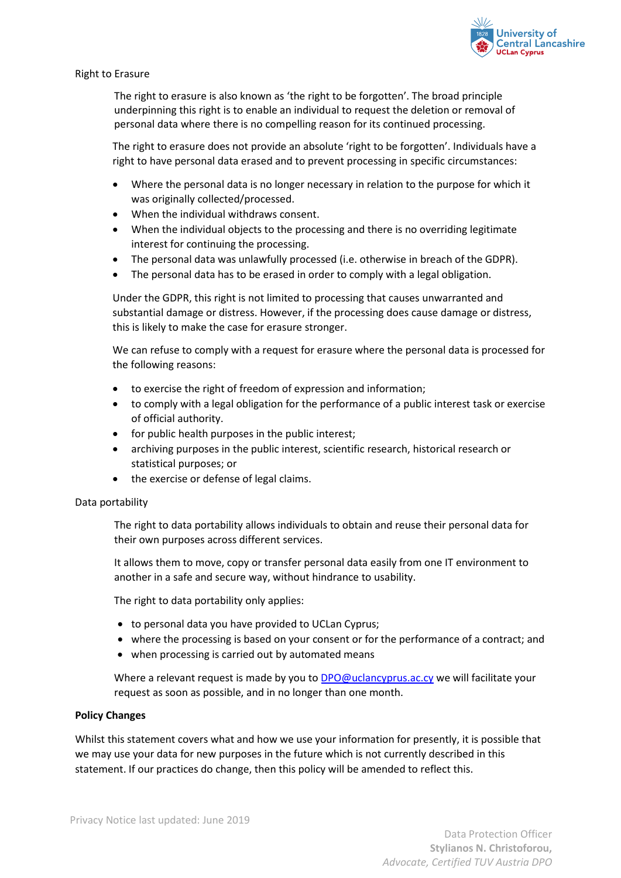Right to Erasure

The right to erasure is also known as 'the right to be forgotten'. The broad principle underpinning this right is to enable an individual to request the deletion or removal of personal data where there is no compelling reason for its continued processing.

The right to erasure does not provide an absolute 'right to be forgotten'. Individuals have a right to have personal data erased and to prevent processing in specific circumstances:

- Where the personal data is no longer necessary in relation to the purpose for which it was originally collected/processed.
- When the individual withdraws consent.
- When the individual objects to the processing and there is no overriding legitimate interest for continuing the processing.
- The personal data was unlawfully processed (i.e. otherwise in breach of the GDPR).
- The personal data has to be erased in order to comply with a legal obligation.

Under the GDPR, this right is not limited to processing that causes unwarranted and substantial damage or distress. However, if the processing does cause damage or distress, this is likely to make the case for erasure stronger.

We can refuse to comply with a request for erasure where the personal data is processed for the following reasons:

- to exercise the right of freedom of expression and information;
- to comply with a legal obligation for the performance of a public interest task or exercise of official authority.
- for public health purposes in the public interest;
- archiving purposes in the public interest, scientific research, historical research or statistical purposes; or
- the exercise or defense of legal claims.

Data portability

The right to data portability allows individuals to obtain and reuse their personal data for their own purposes across different services.

It allows them to move, copy or transfer personal data easily from one IT environment to another in a safe and secure way, without hindrance to usability.

The right to data portability only applies:

- to personal data you have provided to UCLan Cyprus;
- where the processing is based on your consent or for the performance of a contract; and
- when processing is carried out by automated means

Where a relevant request is made by you to DPO@uclancyprus.ac.cy we will facilitate your request as soon as possible, and in no longer than one month.

**Policy Changes**

Whilst this statement covers what and how we use your information for presently, it is possible that we may use your data for new purposes in the future which is not currently described in this statement. If our practices do change, then this policy will be amended to reflect this.

Privacy Notice last updated: June 2019

Data Protection Officer
**Stylianos N. Christoforou,**
*Advocate, Certified TUV Austria DPO*